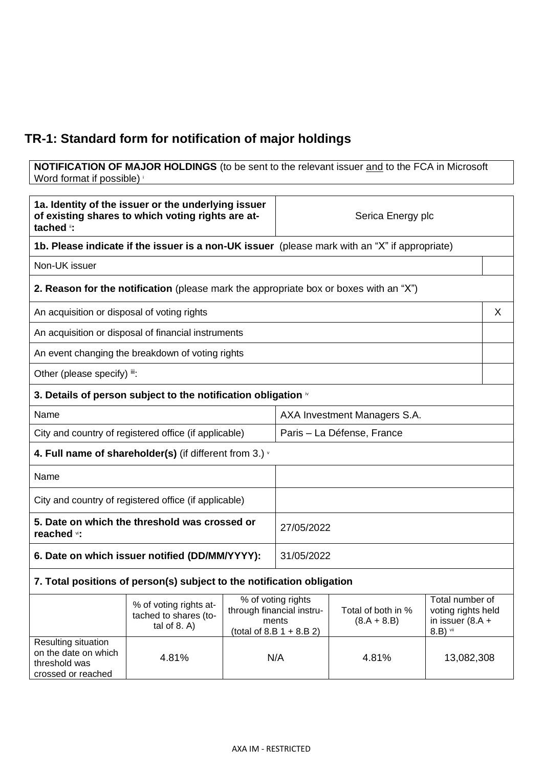## TR-1: Standard form for notification of major holdings

| **NOTIFICATION OF MAJOR HOLDINGS** (to be sent to the relevant issuer and to the FCA in Microsoft Word format if possible) [i] |
|---|

| **1a. Identity of the issuer or the underlying issuer of existing shares to which voting rights are attached** [ii]**:** | Serica Energy plc |
|---|---|

| **1b. Please indicate if the issuer is a non-UK issuer** (please mark with an "X" if appropriate) | |
|---|---|
| Non-UK issuer | |

| **2. Reason for the notification** (please mark the appropriate box or boxes with an "X") | |
|---|---|
| An acquisition or disposal of voting rights | X |
| An acquisition or disposal of financial instruments | |
| An event changing the breakdown of voting rights | |
| Other (please specify) [iii]: | |

| **3. Details of person subject to the notification obligation** [iv] | |
|---|---|
| Name | AXA Investment Managers S.A. |
| City and country of registered office (if applicable) | Paris – La Défense, France |

| **4. Full name of shareholder(s)** (if different from 3.) [v] | |
|---|---|
| Name | |
| City and country of registered office (if applicable) | |

| **5. Date on which the threshold was crossed or reached** [vi]**:** | 27/05/2022 |
|---|---|
| **6. Date on which issuer notified (DD/MM/YYYY):** | 31/05/2022 |

**7. Total positions of person(s) subject to the notification obligation**

| | % of voting rights attached to shares (total of 8. A) | % of voting rights through financial instruments (total of 8.B 1 + 8.B 2) | Total of both in % (8.A + 8.B) | Total number of voting rights held in issuer (8.A + 8.B) [vii] |
|---|---|---|---|---|
| Resulting situation on the date on which threshold was crossed or reached | 4.81% | N/A | 4.81% | 13,082,308 |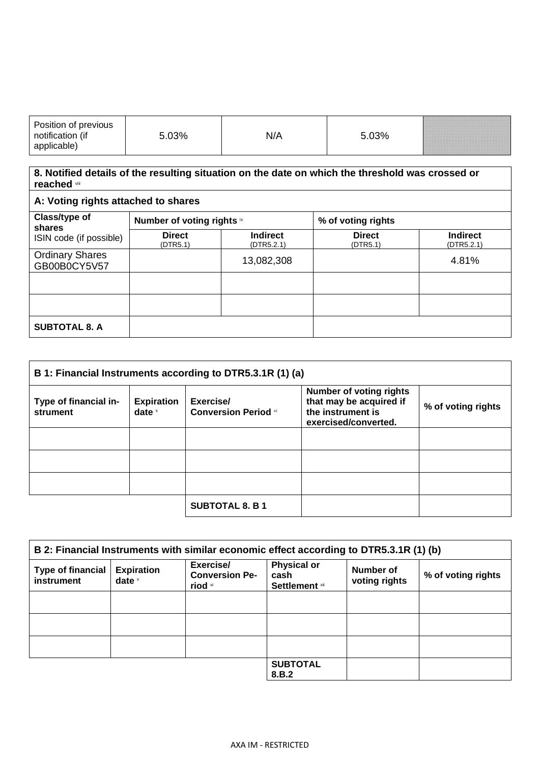| Position of previous notification (if applicable) | 5.03% | N/A | 5.03% | |
|---|---|---|---|---|

**8. Notified details of the resulting situation on the date on which the threshold was crossed or reached** viii

| A: Voting rights attached to shares | | | | |
|---|---|---|---|---|
| Class/type of shares ISIN code (if possible) | Number of voting rights ix | | % of voting rights | |
| | Direct (DTR5.1) | Indirect (DTR5.2.1) | Direct (DTR5.1) | Indirect (DTR5.2.1) |
| Ordinary Shares GB00B0CY5V57 | | 13,082,308 | | 4.81% |
| | | | | |
| | | | | |
| **SUBTOTAL 8. A** | | | | |

| B 1: Financial Instruments according to DTR5.3.1R (1) (a) | | | | |
|---|---|---|---|---|
| Type of financial instrument | Expiration date x | Exercise/ Conversion Period xi | Number of voting rights that may be acquired if the instrument is exercised/converted. | % of voting rights |
| | | | | |
| | | | | |
| | | | | |
| | | **SUBTOTAL 8. B 1** | | |

| B 2: Financial Instruments with similar economic effect according to DTR5.3.1R (1) (b) | | | | | |
|---|---|---|---|---|---|
| Type of financial instrument | Expiration date x | Exercise/ Conversion Period xi | Physical or cash Settlement xii | Number of voting rights | % of voting rights |
| | | | | | |
| | | | | | |
| | | | | | |
| | | | **SUBTOTAL 8.B.2** | | |

AXA IM - RESTRICTED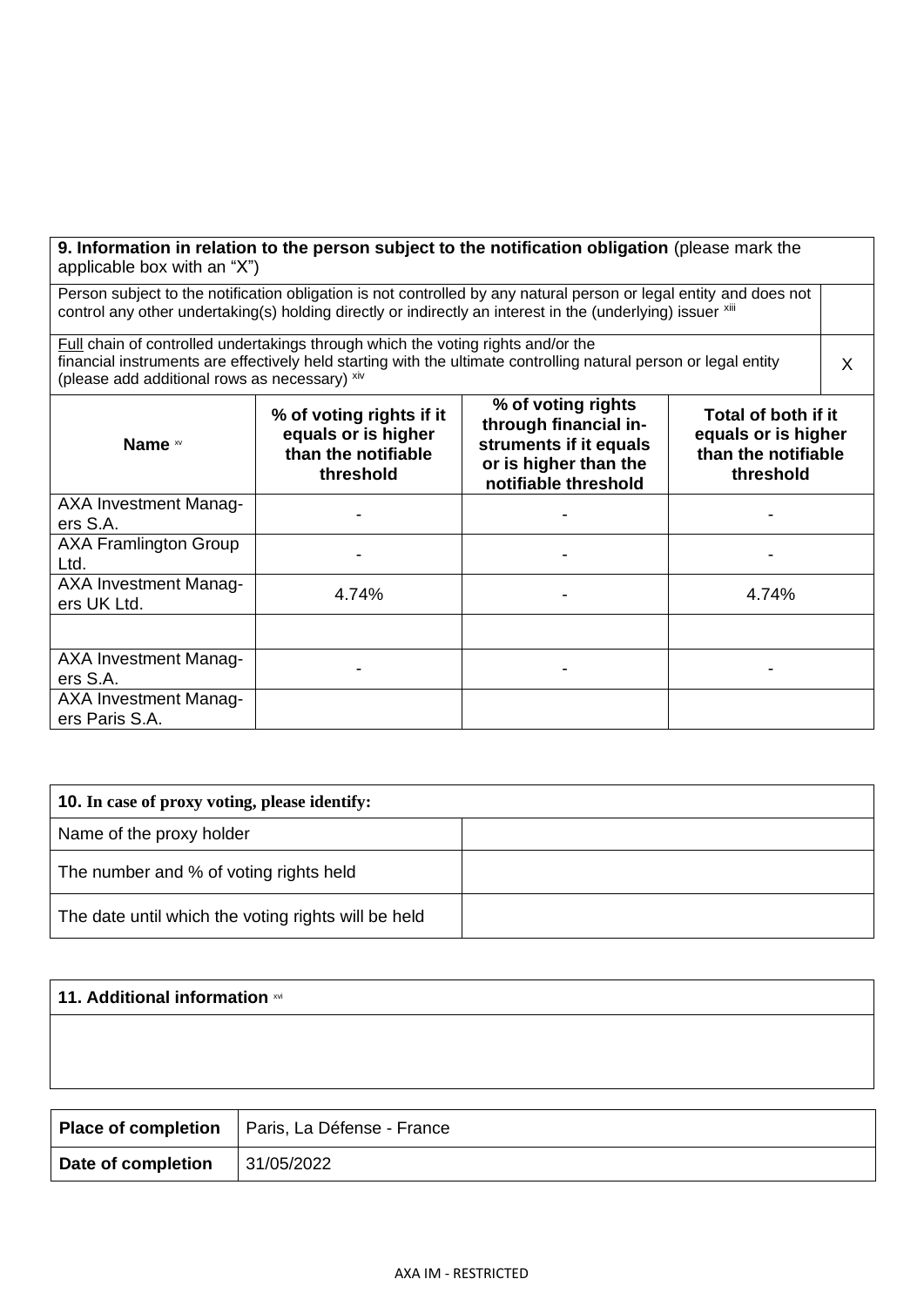| **9. Information in relation to the person subject to the notification obligation** (please mark the applicable box with an "X") | |
|---|---|
| Person subject to the notification obligation is not controlled by any natural person or legal entity and does not control any other undertaking(s) holding directly or indirectly an interest in the (underlying) issuer [xiii] | |
| <u>Full</u> chain of controlled undertakings through which the voting rights and/or the financial instruments are effectively held starting with the ultimate controlling natural person or legal entity (please add additional rows as necessary) [xiv] | X |

| **Name** [xv] | **% of voting rights if it equals or is higher than the notifiable threshold** | **% of voting rights through financial instruments if it equals or is higher than the notifiable threshold** | **Total of both if it equals or is higher than the notifiable threshold** |
|---|---|---|---|
| AXA Investment Managers S.A. | - | - | - |
| AXA Framlington Group Ltd. | - | - | - |
| AXA Investment Managers UK Ltd. | 4.74% | - | 4.74% |
| | | | |
| AXA Investment Managers S.A. | - | - | - |
| AXA Investment Managers Paris S.A. | | | |

| **10. In case of proxy voting, please identify:** | |
|---|---|
| Name of the proxy holder | |
| The number and % of voting rights held | |
| The date until which the voting rights will be held | |

**11. Additional information** [xvi]

| | |
|---|---|
| **Place of completion** | Paris, La Défense - France |
| **Date of completion** | 31/05/2022 |

AXA IM - RESTRICTED